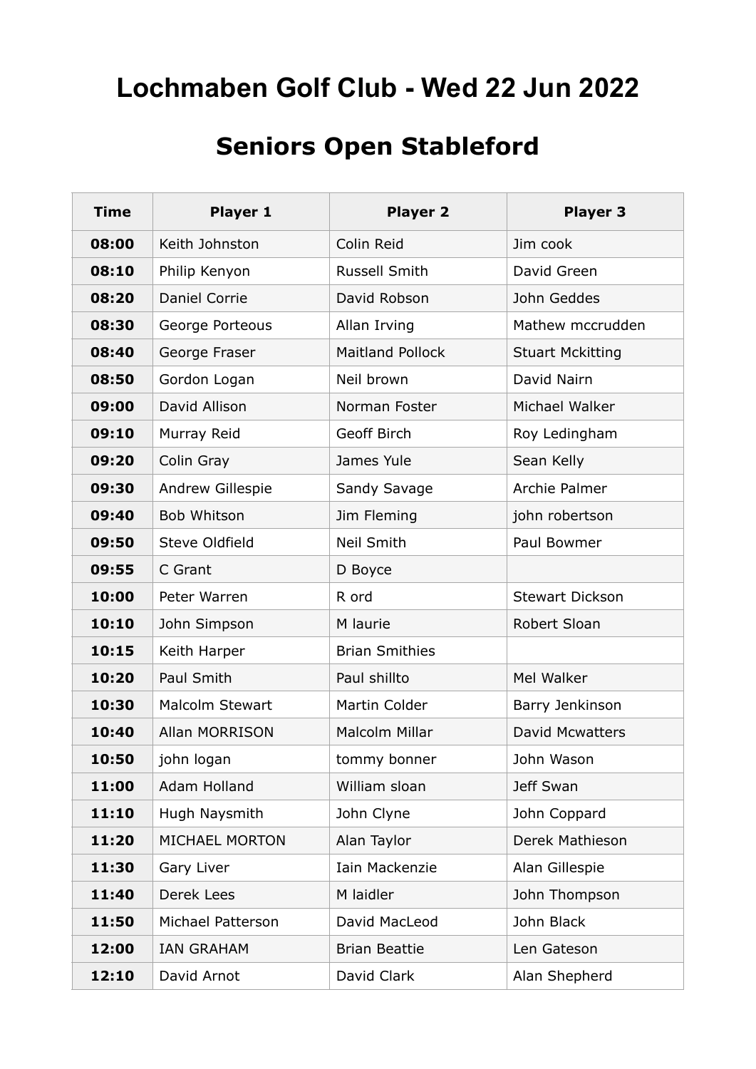# Lochmaben Golf Club - Wed 22 Jun 2022

## Seniors Open Stableford

| Time | Player 1 | Player 2 | Player 3 |
|---|---|---|---|
| **08:00** | Keith Johnston | Colin Reid | Jim cook |
| **08:10** | Philip Kenyon | Russell Smith | David Green |
| **08:20** | Daniel Corrie | David Robson | John Geddes |
| **08:30** | George Porteous | Allan Irving | Mathew mccrudden |
| **08:40** | George Fraser | Maitland Pollock | Stuart Mckitting |
| **08:50** | Gordon Logan | Neil brown | David Nairn |
| **09:00** | David Allison | Norman Foster | Michael Walker |
| **09:10** | Murray Reid | Geoff Birch | Roy Ledingham |
| **09:20** | Colin Gray | James Yule | Sean Kelly |
| **09:30** | Andrew Gillespie | Sandy Savage | Archie Palmer |
| **09:40** | Bob Whitson | Jim Fleming | john robertson |
| **09:50** | Steve Oldfield | Neil Smith | Paul Bowmer |
| **09:55** | C Grant | D Boyce | |
| **10:00** | Peter Warren | R ord | Stewart Dickson |
| **10:10** | John Simpson | M laurie | Robert Sloan |
| **10:15** | Keith Harper | Brian Smithies | |
| **10:20** | Paul Smith | Paul shillto | Mel Walker |
| **10:30** | Malcolm Stewart | Martin Colder | Barry Jenkinson |
| **10:40** | Allan MORRISON | Malcolm Millar | David Mcwatters |
| **10:50** | john logan | tommy bonner | John Wason |
| **11:00** | Adam Holland | William sloan | Jeff Swan |
| **11:10** | Hugh Naysmith | John Clyne | John Coppard |
| **11:20** | MICHAEL MORTON | Alan Taylor | Derek Mathieson |
| **11:30** | Gary Liver | Iain Mackenzie | Alan Gillespie |
| **11:40** | Derek Lees | M laidler | John Thompson |
| **11:50** | Michael Patterson | David MacLeod | John Black |
| **12:00** | IAN GRAHAM | Brian Beattie | Len Gateson |
| **12:10** | David Arnot | David Clark | Alan Shepherd |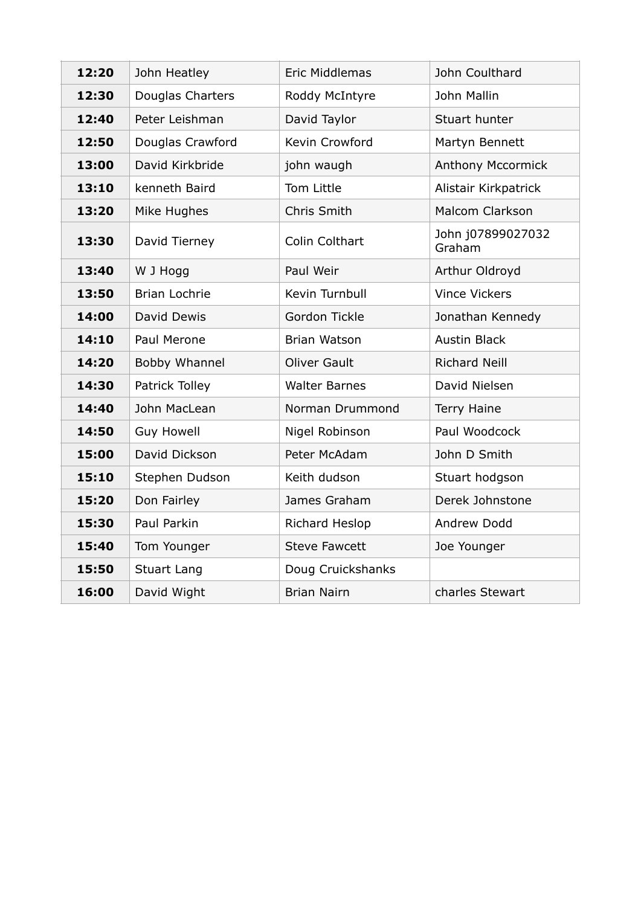| | | | |
|---|---|---|---|
| **12:20** | John Heatley | Eric Middlemas | John Coulthard |
| **12:30** | Douglas Charters | Roddy McIntyre | John Mallin |
| **12:40** | Peter Leishman | David Taylor | Stuart hunter |
| **12:50** | Douglas Crawford | Kevin Crowford | Martyn Bennett |
| **13:00** | David Kirkbride | john waugh | Anthony Mccormick |
| **13:10** | kenneth Baird | Tom Little | Alistair Kirkpatrick |
| **13:20** | Mike Hughes | Chris Smith | Malcom Clarkson |
| **13:30** | David Tierney | Colin Colthart | John j07899027032 Graham |
| **13:40** | W J Hogg | Paul Weir | Arthur Oldroyd |
| **13:50** | Brian Lochrie | Kevin Turnbull | Vince Vickers |
| **14:00** | David Dewis | Gordon Tickle | Jonathan Kennedy |
| **14:10** | Paul Merone | Brian Watson | Austin Black |
| **14:20** | Bobby Whannel | Oliver Gault | Richard Neill |
| **14:30** | Patrick Tolley | Walter Barnes | David Nielsen |
| **14:40** | John MacLean | Norman Drummond | Terry Haine |
| **14:50** | Guy Howell | Nigel Robinson | Paul Woodcock |
| **15:00** | David Dickson | Peter McAdam | John D Smith |
| **15:10** | Stephen Dudson | Keith dudson | Stuart hodgson |
| **15:20** | Don Fairley | James Graham | Derek Johnstone |
| **15:30** | Paul Parkin | Richard Heslop | Andrew Dodd |
| **15:40** | Tom Younger | Steve Fawcett | Joe Younger |
| **15:50** | Stuart Lang | Doug Cruickshanks | |
| **16:00** | David Wight | Brian Nairn | charles Stewart |